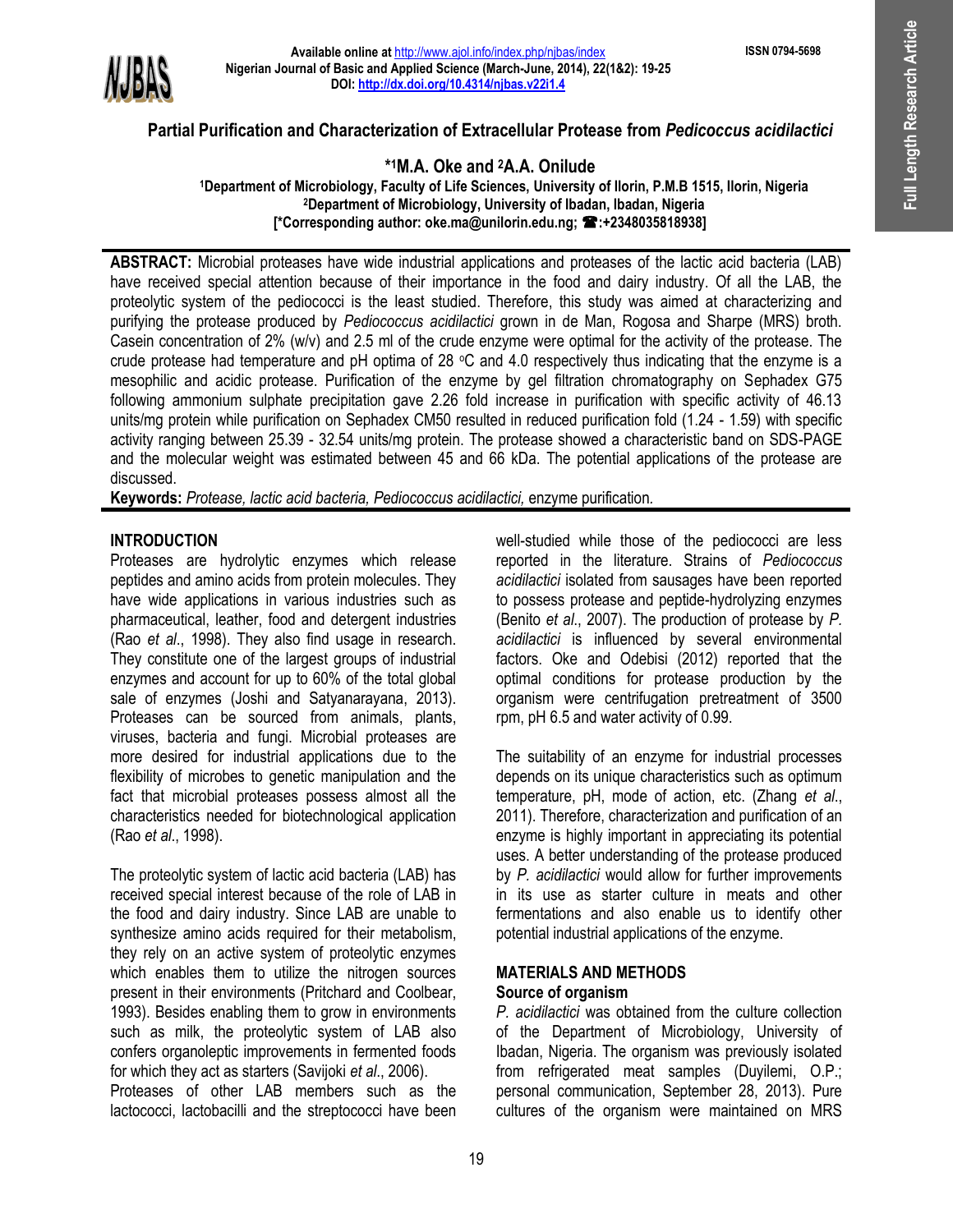# Partial Purification and Characterization of Extracellular Protease from *Pedicoccus acidilactici*

**\*[1]M.A. Oke and [2]A.A. Onilude**

[1]Department of Microbiology, Faculty of Life Sciences, University of Ilorin, P.M.B 1515, Ilorin, Nigeria
[2]Department of Microbiology, University of Ibadan, Ibadan, Nigeria
[*Corresponding author: oke.ma@unilorin.edu.ng; ☎:+2348035818938]

**ABSTRACT:** Microbial proteases have wide industrial applications and proteases of the lactic acid bacteria (LAB) have received special attention because of their importance in the food and dairy industry. Of all the LAB, the proteolytic system of the pediococci is the least studied. Therefore, this study was aimed at characterizing and purifying the protease produced by *Pediococcus acidilactici* grown in de Man, Rogosa and Sharpe (MRS) broth. Casein concentration of 2% (w/v) and 2.5 ml of the crude enzyme were optimal for the activity of the protease. The crude protease had temperature and pH optima of 28 °C and 4.0 respectively thus indicating that the enzyme is a mesophilic and acidic protease. Purification of the enzyme by gel filtration chromatography on Sephadex G75 following ammonium sulphate precipitation gave 2.26 fold increase in purification with specific activity of 46.13 units/mg protein while purification on Sephadex CM50 resulted in reduced purification fold (1.24 - 1.59) with specific activity ranging between 25.39 - 32.54 units/mg protein. The protease showed a characteristic band on SDS-PAGE and the molecular weight was estimated between 45 and 66 kDa. The potential applications of the protease are discussed.

**Keywords:** *Protease, lactic acid bacteria, Pediococcus acidilactici,* enzyme purification.

## INTRODUCTION

Proteases are hydrolytic enzymes which release peptides and amino acids from protein molecules. They have wide applications in various industries such as pharmaceutical, leather, food and detergent industries (Rao *et al*., 1998). They also find usage in research. They constitute one of the largest groups of industrial enzymes and account for up to 60% of the total global sale of enzymes (Joshi and Satyanarayana, 2013). Proteases can be sourced from animals, plants, viruses, bacteria and fungi. Microbial proteases are more desired for industrial applications due to the flexibility of microbes to genetic manipulation and the fact that microbial proteases possess almost all the characteristics needed for biotechnological application (Rao *et al*., 1998).

The proteolytic system of lactic acid bacteria (LAB) has received special interest because of the role of LAB in the food and dairy industry. Since LAB are unable to synthesize amino acids required for their metabolism, they rely on an active system of proteolytic enzymes which enables them to utilize the nitrogen sources present in their environments (Pritchard and Coolbear, 1993). Besides enabling them to grow in environments such as milk, the proteolytic system of LAB also confers organoleptic improvements in fermented foods for which they act as starters (Savijoki *et al*., 2006).
Proteases of other LAB members such as the lactococci, lactobacilli and the streptococci have been well-studied while those of the pediococci are less reported in the literature. Strains of *Pediococcus acidilactici* isolated from sausages have been reported to possess protease and peptide-hydrolyzing enzymes (Benito *et al*., 2007). The production of protease by *P. acidilactici* is influenced by several environmental factors. Oke and Odebisi (2012) reported that the optimal conditions for protease production by the organism were centrifugation pretreatment of 3500 rpm, pH 6.5 and water activity of 0.99.

The suitability of an enzyme for industrial processes depends on its unique characteristics such as optimum temperature, pH, mode of action, etc. (Zhang *et al*., 2011). Therefore, characterization and purification of an enzyme is highly important in appreciating its potential uses. A better understanding of the protease produced by *P. acidilactici* would allow for further improvements in its use as starter culture in meats and other fermentations and also enable us to identify other potential industrial applications of the enzyme.

## MATERIALS AND METHODS

### Source of organism

*P. acidilactici* was obtained from the culture collection of the Department of Microbiology, University of Ibadan, Nigeria. The organism was previously isolated from refrigerated meat samples (Duyilemi, O.P.; personal communication, September 28, 2013). Pure cultures of the organism were maintained on MRS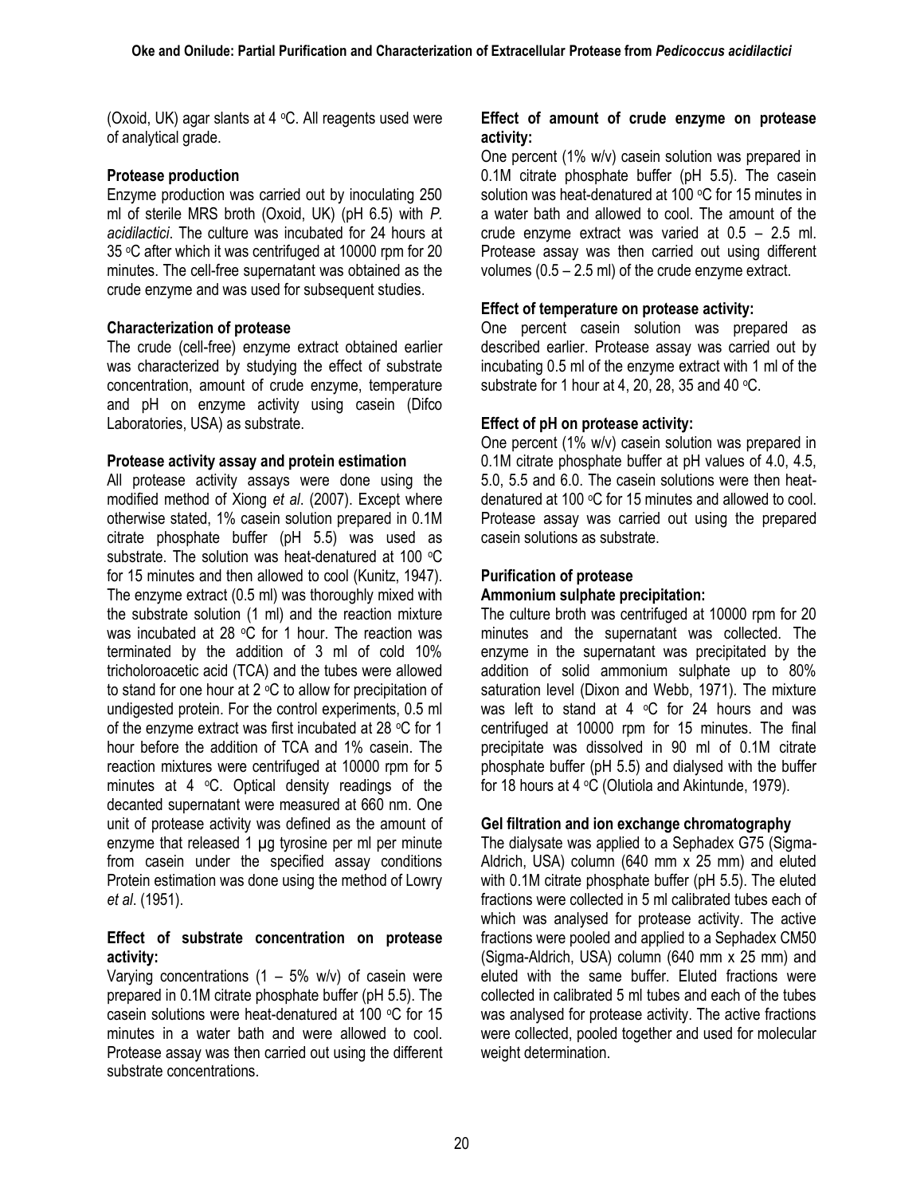(Oxoid, UK) agar slants at 4 °C. All reagents used were of analytical grade.

**Protease production**

Enzyme production was carried out by inoculating 250 ml of sterile MRS broth (Oxoid, UK) (pH 6.5) with *P. acidilactici*. The culture was incubated for 24 hours at 35 °C after which it was centrifuged at 10000 rpm for 20 minutes. The cell-free supernatant was obtained as the crude enzyme and was used for subsequent studies.

**Characterization of protease**

The crude (cell-free) enzyme extract obtained earlier was characterized by studying the effect of substrate concentration, amount of crude enzyme, temperature and pH on enzyme activity using casein (Difco Laboratories, USA) as substrate.

**Protease activity assay and protein estimation**

All protease activity assays were done using the modified method of Xiong *et al*. (2007). Except where otherwise stated, 1% casein solution prepared in 0.1M citrate phosphate buffer (pH 5.5) was used as substrate. The solution was heat-denatured at 100 °C for 15 minutes and then allowed to cool (Kunitz, 1947). The enzyme extract (0.5 ml) was thoroughly mixed with the substrate solution (1 ml) and the reaction mixture was incubated at 28 °C for 1 hour. The reaction was terminated by the addition of 3 ml of cold 10% tricholoroacetic acid (TCA) and the tubes were allowed to stand for one hour at 2 °C to allow for precipitation of undigested protein. For the control experiments, 0.5 ml of the enzyme extract was first incubated at 28 °C for 1 hour before the addition of TCA and 1% casein. The reaction mixtures were centrifuged at 10000 rpm for 5 minutes at 4 °C. Optical density readings of the decanted supernatant were measured at 660 nm. One unit of protease activity was defined as the amount of enzyme that released 1 µg tyrosine per ml per minute from casein under the specified assay conditions Protein estimation was done using the method of Lowry *et al*. (1951).

**Effect of substrate concentration on protease activity:**

Varying concentrations (1 – 5% w/v) of casein were prepared in 0.1M citrate phosphate buffer (pH 5.5). The casein solutions were heat-denatured at 100 °C for 15 minutes in a water bath and were allowed to cool. Protease assay was then carried out using the different substrate concentrations.

**Effect of amount of crude enzyme on protease activity:**

One percent (1% w/v) casein solution was prepared in 0.1M citrate phosphate buffer (pH 5.5). The casein solution was heat-denatured at 100 °C for 15 minutes in a water bath and allowed to cool. The amount of the crude enzyme extract was varied at 0.5 – 2.5 ml. Protease assay was then carried out using different volumes (0.5 – 2.5 ml) of the crude enzyme extract.

**Effect of temperature on protease activity:**

One percent casein solution was prepared as described earlier. Protease assay was carried out by incubating 0.5 ml of the enzyme extract with 1 ml of the substrate for 1 hour at 4, 20, 28, 35 and 40 °C.

**Effect of pH on protease activity:**

One percent (1% w/v) casein solution was prepared in 0.1M citrate phosphate buffer at pH values of 4.0, 4.5, 5.0, 5.5 and 6.0. The casein solutions were then heat-denatured at 100 °C for 15 minutes and allowed to cool. Protease assay was carried out using the prepared casein solutions as substrate.

**Purification of protease**

**Ammonium sulphate precipitation:**

The culture broth was centrifuged at 10000 rpm for 20 minutes and the supernatant was collected. The enzyme in the supernatant was precipitated by the addition of solid ammonium sulphate up to 80% saturation level (Dixon and Webb, 1971). The mixture was left to stand at 4 °C for 24 hours and was centrifuged at 10000 rpm for 15 minutes. The final precipitate was dissolved in 90 ml of 0.1M citrate phosphate buffer (pH 5.5) and dialysed with the buffer for 18 hours at 4 °C (Olutiola and Akintunde, 1979).

**Gel filtration and ion exchange chromatography**

The dialysate was applied to a Sephadex G75 (Sigma-Aldrich, USA) column (640 mm x 25 mm) and eluted with 0.1M citrate phosphate buffer (pH 5.5). The eluted fractions were collected in 5 ml calibrated tubes each of which was analysed for protease activity. The active fractions were pooled and applied to a Sephadex CM50 (Sigma-Aldrich, USA) column (640 mm x 25 mm) and eluted with the same buffer. Eluted fractions were collected in calibrated 5 ml tubes and each of the tubes was analysed for protease activity. The active fractions were collected, pooled together and used for molecular weight determination.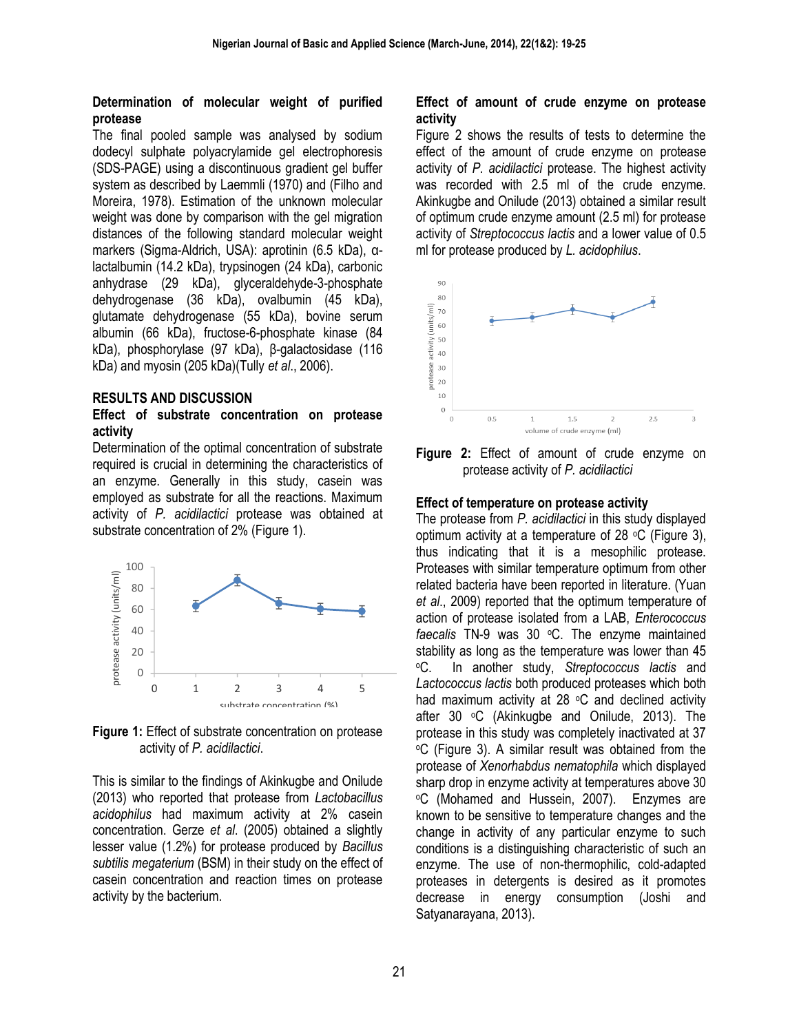**Determination of molecular weight of purified protease**

The final pooled sample was analysed by sodium dodecyl sulphate polyacrylamide gel electrophoresis (SDS-PAGE) using a discontinuous gradient gel buffer system as described by Laemmli (1970) and (Filho and Moreira, 1978). Estimation of the unknown molecular weight was done by comparison with the gel migration distances of the following standard molecular weight markers (Sigma-Aldrich, USA): aprotinin (6.5 kDa), α-lactalbumin (14.2 kDa), trypsinogen (24 kDa), carbonic anhydrase (29 kDa), glyceraldehyde-3-phosphate dehydrogenase (36 kDa), ovalbumin (45 kDa), glutamate dehydrogenase (55 kDa), bovine serum albumin (66 kDa), fructose-6-phosphate kinase (84 kDa), phosphorylase (97 kDa), β-galactosidase (116 kDa) and myosin (205 kDa)(Tully *et al*., 2006).

## RESULTS AND DISCUSSION

**Effect of substrate concentration on protease activity**

Determination of the optimal concentration of substrate required is crucial in determining the characteristics of an enzyme. Generally in this study, casein was employed as substrate for all the reactions. Maximum activity of *P. acidilactici* protease was obtained at substrate concentration of 2% (Figure 1).

**Figure 1:** Effect of substrate concentration on protease activity of *P. acidilactici*.

This is similar to the findings of Akinkugbe and Onilude (2013) who reported that protease from *Lactobacillus acidophilus* had maximum activity at 2% casein concentration. Gerze *et al*. (2005) obtained a slightly lesser value (1.2%) for protease produced by *Bacillus subtilis megaterium* (BSM) in their study on the effect of casein concentration and reaction times on protease activity by the bacterium.

**Effect of amount of crude enzyme on protease activity**

Figure 2 shows the results of tests to determine the effect of the amount of crude enzyme on protease activity of *P. acidilactici* protease. The highest activity was recorded with 2.5 ml of the crude enzyme. Akinkugbe and Onilude (2013) obtained a similar result of optimum crude enzyme amount (2.5 ml) for protease activity of *Streptococcus lactis* and a lower value of 0.5 ml for protease produced by *L. acidophilus*.

**Figure 2:** Effect of amount of crude enzyme on protease activity of *P. acidilactici*

**Effect of temperature on protease activity**

The protease from *P. acidilactici* in this study displayed optimum activity at a temperature of 28 °C (Figure 3), thus indicating that it is a mesophilic protease. Proteases with similar temperature optimum from other related bacteria have been reported in literature. (Yuan *et al*., 2009) reported that the optimum temperature of action of protease isolated from a LAB, *Enterococcus faecalis* TN-9 was 30 °C. The enzyme maintained stability as long as the temperature was lower than 45 °C. In another study, *Streptococcus lactis* and *Lactococcus lactis* both produced proteases which both had maximum activity at 28 °C and declined activity after 30 °C (Akinkugbe and Onilude, 2013). The protease in this study was completely inactivated at 37 °C (Figure 3). A similar result was obtained from the protease of *Xenorhabdus nematophila* which displayed sharp drop in enzyme activity at temperatures above 30 °C (Mohamed and Hussein, 2007). Enzymes are known to be sensitive to temperature changes and the change in activity of any particular enzyme to such conditions is a distinguishing characteristic of such an enzyme. The use of non-thermophilic, cold-adapted proteases in detergents is desired as it promotes decrease in energy consumption (Joshi and Satyanarayana, 2013).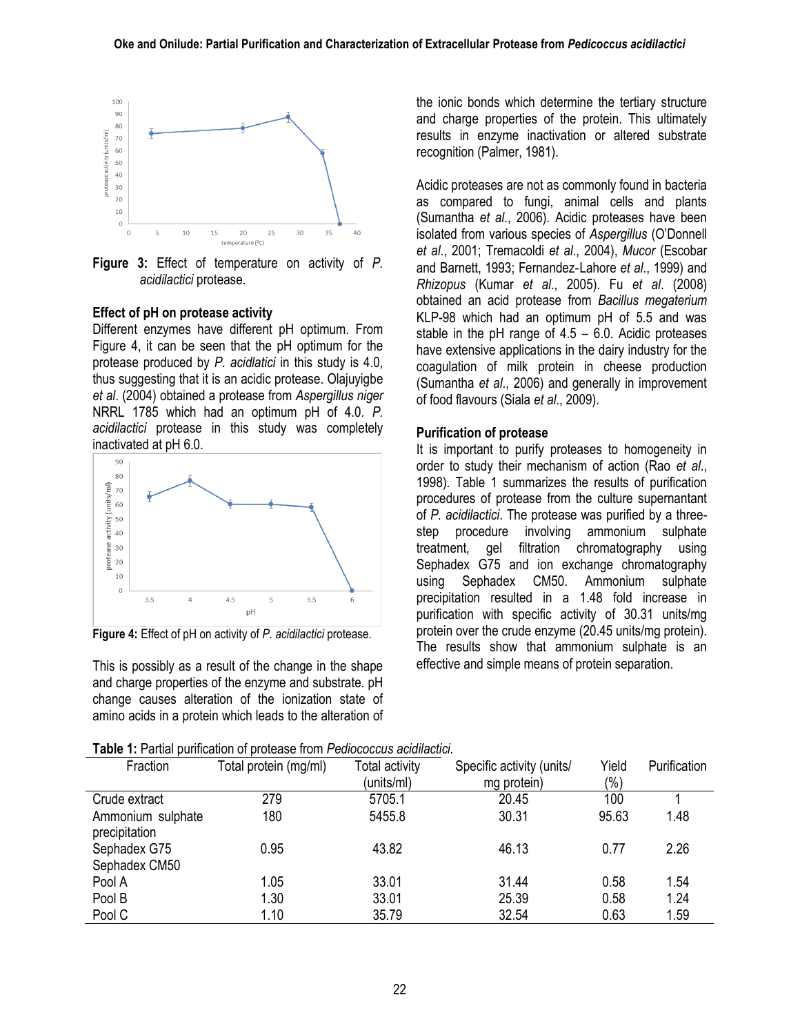Figure 3: Effect of temperature on activity of *P. acidilactici* protease.

**Effect of pH on protease activity**

Different enzymes have different pH optimum. From Figure 4, it can be seen that the pH optimum for the protease produced by *P. acidlatici* in this study is 4.0, thus suggesting that it is an acidic protease. Olajuyigbe *et al*. (2004) obtained a protease from *Aspergillus niger* NRRL 1785 which had an optimum pH of 4.0. *P. acidilactici* protease in this study was completely inactivated at pH 6.0.

Figure 4: Effect of pH on activity of *P. acidilactici* protease.

This is possibly as a result of the change in the shape and charge properties of the enzyme and substrate. pH change causes alteration of the ionization state of amino acids in a protein which leads to the alteration of the ionic bonds which determine the tertiary structure and charge properties of the protein. This ultimately results in enzyme inactivation or altered substrate recognition (Palmer, 1981).

Acidic proteases are not as commonly found in bacteria as compared to fungi, animal cells and plants (Sumantha *et al*., 2006). Acidic proteases have been isolated from various species of *Aspergillus* (O'Donnell *et al*., 2001; Tremacoldi *et al*., 2004), *Mucor* (Escobar and Barnett, 1993; Fernandez-Lahore *et al*., 1999) and *Rhizopus* (Kumar *et al*., 2005). Fu *et al*. (2008) obtained an acid protease from *Bacillus megaterium* KLP-98 which had an optimum pH of 5.5 and was stable in the pH range of 4.5 – 6.0. Acidic proteases have extensive applications in the dairy industry for the coagulation of milk protein in cheese production (Sumantha *et al*., 2006) and generally in improvement of food flavours (Siala *et al*., 2009).

**Purification of protease**

It is important to purify proteases to homogeneity in order to study their mechanism of action (Rao *et al*., 1998). Table 1 summarizes the results of purification procedures of protease from the culture supernatant of *P. acidilactici*. The protease was purified by a three-step procedure involving ammonium sulphate treatment, gel filtration chromatography using Sephadex G75 and ion exchange chromatography using Sephadex CM50. Ammonium sulphate precipitation resulted in a 1.48 fold increase in purification with specific activity of 30.31 units/mg protein over the crude enzyme (20.45 units/mg protein). The results show that ammonium sulphate is an effective and simple means of protein separation.

**Table 1:** Partial purification of protease from *Pediococcus acidilactici*.

| Fraction | Total protein (mg/ml) | Total activity (units/ml) | Specific activity (units/ mg protein) | Yield (%) | Purification |
|---|---|---|---|---|---|
| Crude extract | 279 | 5705.1 | 20.45 | 100 | 1 |
| Ammonium sulphate precipitation | 180 | 5455.8 | 30.31 | 95.63 | 1.48 |
| Sephadex G75 | 0.95 | 43.82 | 46.13 | 0.77 | 2.26 |
| Sephadex CM50 | | | | | |
| Pool A | 1.05 | 33.01 | 31.44 | 0.58 | 1.54 |
| Pool B | 1.30 | 33.01 | 25.39 | 0.58 | 1.24 |
| Pool C | 1.10 | 35.79 | 32.54 | 0.63 | 1.59 |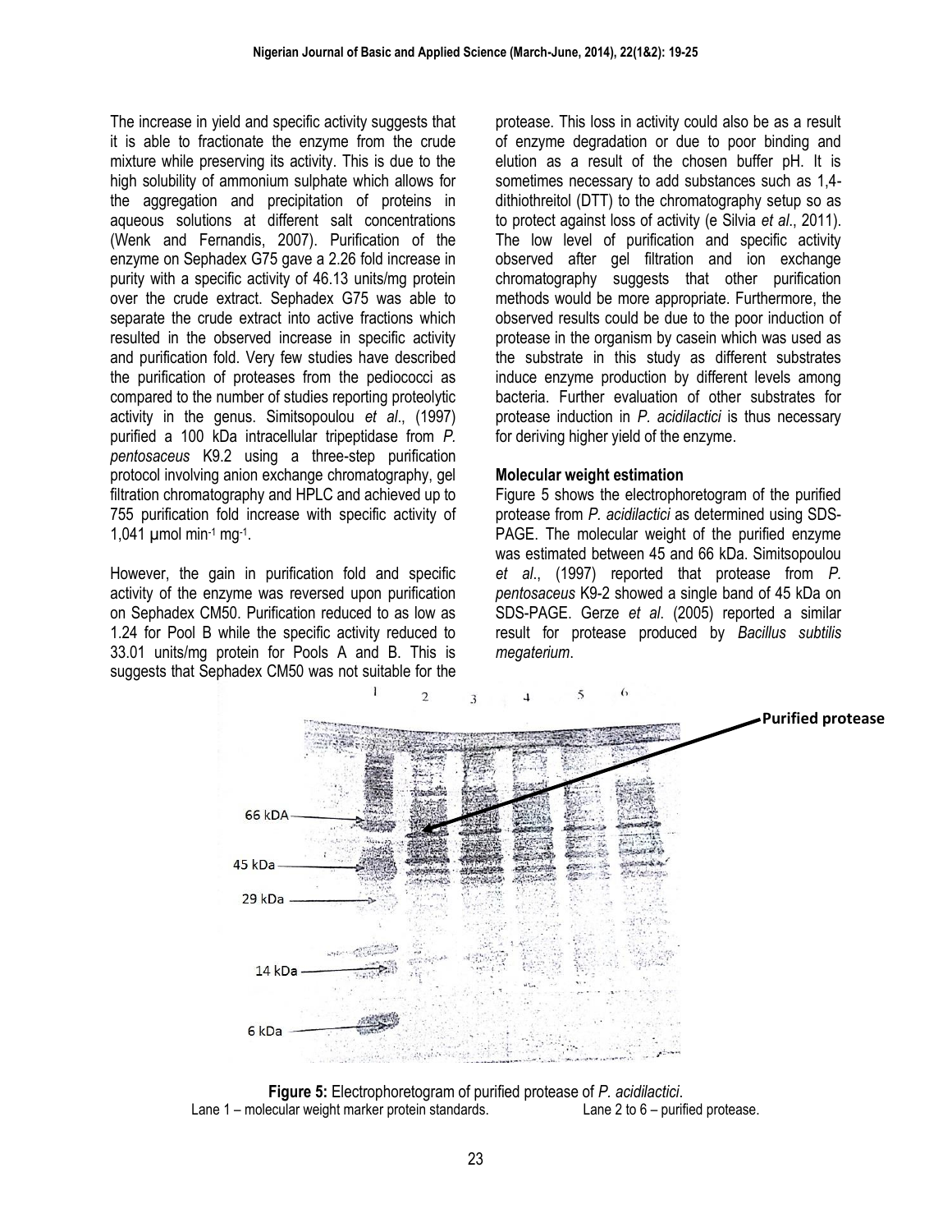The increase in yield and specific activity suggests that it is able to fractionate the enzyme from the crude mixture while preserving its activity. This is due to the high solubility of ammonium sulphate which allows for the aggregation and precipitation of proteins in aqueous solutions at different salt concentrations (Wenk and Fernandis, 2007). Purification of the enzyme on Sephadex G75 gave a 2.26 fold increase in purity with a specific activity of 46.13 units/mg protein over the crude extract. Sephadex G75 was able to separate the crude extract into active fractions which resulted in the observed increase in specific activity and purification fold. Very few studies have described the purification of proteases from the pediococci as compared to the number of studies reporting proteolytic activity in the genus. Simitsopoulou *et al*., (1997) purified a 100 kDa intracellular tripeptidase from *P. pentosaceus* K9.2 using a three-step purification protocol involving anion exchange chromatography, gel filtration chromatography and HPLC and achieved up to 755 purification fold increase with specific activity of 1,041 µmol $min^{-1}$ $mg^{-1}$.

However, the gain in purification fold and specific activity of the enzyme was reversed upon purification on Sephadex CM50. Purification reduced to as low as 1.24 for Pool B while the specific activity reduced to 33.01 units/mg protein for Pools A and B. This is suggests that Sephadex CM50 was not suitable for the protease. This loss in activity could also be as a result of enzyme degradation or due to poor binding and elution as a result of the chosen buffer pH. It is sometimes necessary to add substances such as 1,4-dithiothreitol (DTT) to the chromatography setup so as to protect against loss of activity (e Silvia *et al*., 2011). The low level of purification and specific activity observed after gel filtration and ion exchange chromatography suggests that other purification methods would be more appropriate. Furthermore, the observed results could be due to the poor induction of protease in the organism by casein which was used as the substrate in this study as different substrates induce enzyme production by different levels among bacteria. Further evaluation of other substrates for protease induction in *P. acidilactici* is thus necessary for deriving higher yield of the enzyme.

**Molecular weight estimation**

Figure 5 shows the electrophoretogram of the purified protease from *P. acidilactici* as determined using SDS-PAGE. The molecular weight of the purified enzyme was estimated between 45 and 66 kDa. Simitsopoulou *et al*., (1997) reported that protease from *P. pentosaceus* K9-2 showed a single band of 45 kDa on SDS-PAGE. Gerze *et al*. (2005) reported a similar result for protease produced by *Bacillus subtilis megaterium*.

**Figure 5:** Electrophoretogram of purified protease of *P. acidilactici*.
Lane 1 – molecular weight marker protein standards. Lane 2 to 6 – purified protease.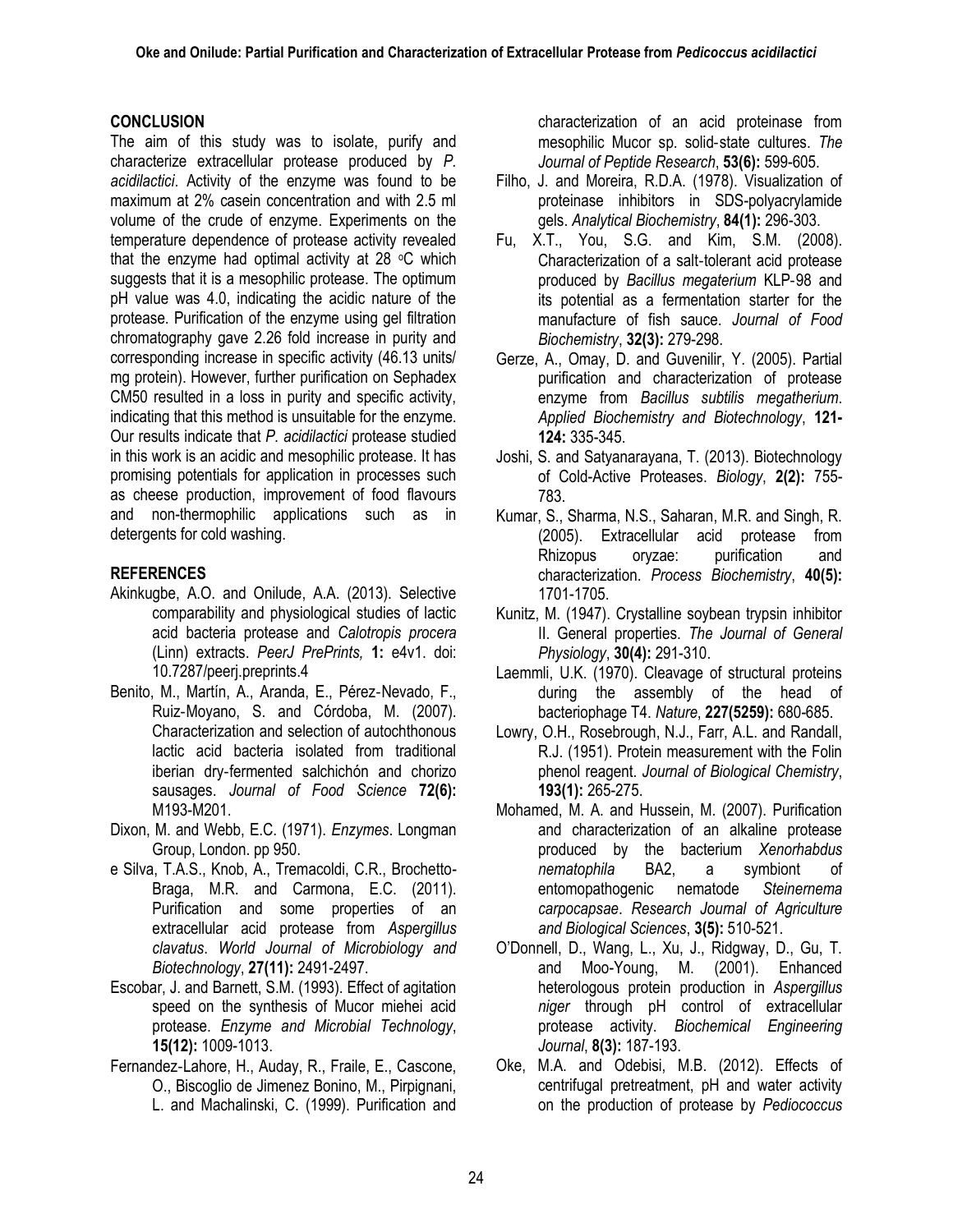## CONCLUSION

The aim of this study was to isolate, purify and characterize extracellular protease produced by *P. acidilactici*. Activity of the enzyme was found to be maximum at 2% casein concentration and with 2.5 ml volume of the crude of enzyme. Experiments on the temperature dependence of protease activity revealed that the enzyme had optimal activity at 28 °C which suggests that it is a mesophilic protease. The optimum pH value was 4.0, indicating the acidic nature of the protease. Purification of the enzyme using gel filtration chromatography gave 2.26 fold increase in purity and corresponding increase in specific activity (46.13 units/ mg protein). However, further purification on Sephadex CM50 resulted in a loss in purity and specific activity, indicating that this method is unsuitable for the enzyme. Our results indicate that *P. acidilactici* protease studied in this work is an acidic and mesophilic protease. It has promising potentials for application in processes such as cheese production, improvement of food flavours and non-thermophilic applications such as in detergents for cold washing.

## REFERENCES

Akinkugbe, A.O. and Onilude, A.A. (2013). Selective comparability and physiological studies of lactic acid bacteria protease and *Calotropis procera* (Linn) extracts. *PeerJ PrePrints,* **1:** e4v1. doi: 10.7287/peerj.preprints.4

Benito, M., Martín, A., Aranda, E., Pérez-Nevado, F., Ruiz-Moyano, S. and Córdoba, M. (2007). Characterization and selection of autochthonous lactic acid bacteria isolated from traditional iberian dry-fermented salchichón and chorizo sausages. *Journal of Food Science* **72(6):** M193-M201.

Dixon, M. and Webb, E.C. (1971). *Enzymes*. Longman Group, London. pp 950.

e Silva, T.A.S., Knob, A., Tremacoldi, C.R., Brochetto-Braga, M.R. and Carmona, E.C. (2011). Purification and some properties of an extracellular acid protease from *Aspergillus clavatus*. *World Journal of Microbiology and Biotechnology*, **27(11):** 2491-2497.

Escobar, J. and Barnett, S.M. (1993). Effect of agitation speed on the synthesis of Mucor miehei acid protease. *Enzyme and Microbial Technology*, **15(12):** 1009-1013.

Fernandez-Lahore, H., Auday, R., Fraile, E., Cascone, O., Biscoglio de Jimenez Bonino, M., Pirpignani, L. and Machalinski, C. (1999). Purification and characterization of an acid proteinase from mesophilic Mucor sp. solid-state cultures. *The Journal of Peptide Research*, **53(6):** 599-605.

Filho, J. and Moreira, R.D.A. (1978). Visualization of proteinase inhibitors in SDS-polyacrylamide gels. *Analytical Biochemistry*, **84(1):** 296-303.

Fu, X.T., You, S.G. and Kim, S.M. (2008). Characterization of a salt-tolerant acid protease produced by *Bacillus megaterium* KLP-98 and its potential as a fermentation starter for the manufacture of fish sauce. *Journal of Food Biochemistry*, **32(3):** 279-298.

Gerze, A., Omay, D. and Guvenilir, Y. (2005). Partial purification and characterization of protease enzyme from *Bacillus subtilis megatherium*. *Applied Biochemistry and Biotechnology*, **121-124:** 335-345.

Joshi, S. and Satyanarayana, T. (2013). Biotechnology of Cold-Active Proteases. *Biology*, **2(2):** 755-783.

Kumar, S., Sharma, N.S., Saharan, M.R. and Singh, R. (2005). Extracellular acid protease from Rhizopus oryzae: purification and characterization. *Process Biochemistry*, **40(5):** 1701-1705.

Kunitz, M. (1947). Crystalline soybean trypsin inhibitor II. General properties. *The Journal of General Physiology*, **30(4):** 291-310.

Laemmli, U.K. (1970). Cleavage of structural proteins during the assembly of the head of bacteriophage T4. *Nature*, **227(5259):** 680-685.

Lowry, O.H., Rosebrough, N.J., Farr, A.L. and Randall, R.J. (1951). Protein measurement with the Folin phenol reagent. *Journal of Biological Chemistry*, **193(1):** 265-275.

Mohamed, M. A. and Hussein, M. (2007). Purification and characterization of an alkaline protease produced by the bacterium *Xenorhabdus nematophila* BA2, a symbiont of entomopathogenic nematode *Steinernema carpocapsae*. *Research Journal of Agriculture and Biological Sciences*, **3(5):** 510-521.

O'Donnell, D., Wang, L., Xu, J., Ridgway, D., Gu, T. and Moo-Young, M. (2001). Enhanced heterologous protein production in *Aspergillus niger* through pH control of extracellular protease activity. *Biochemical Engineering Journal*, **8(3):** 187-193.

Oke, M.A. and Odebisi, M.B. (2012). Effects of centrifugal pretreatment, pH and water activity on the production of protease by *Pediococcus*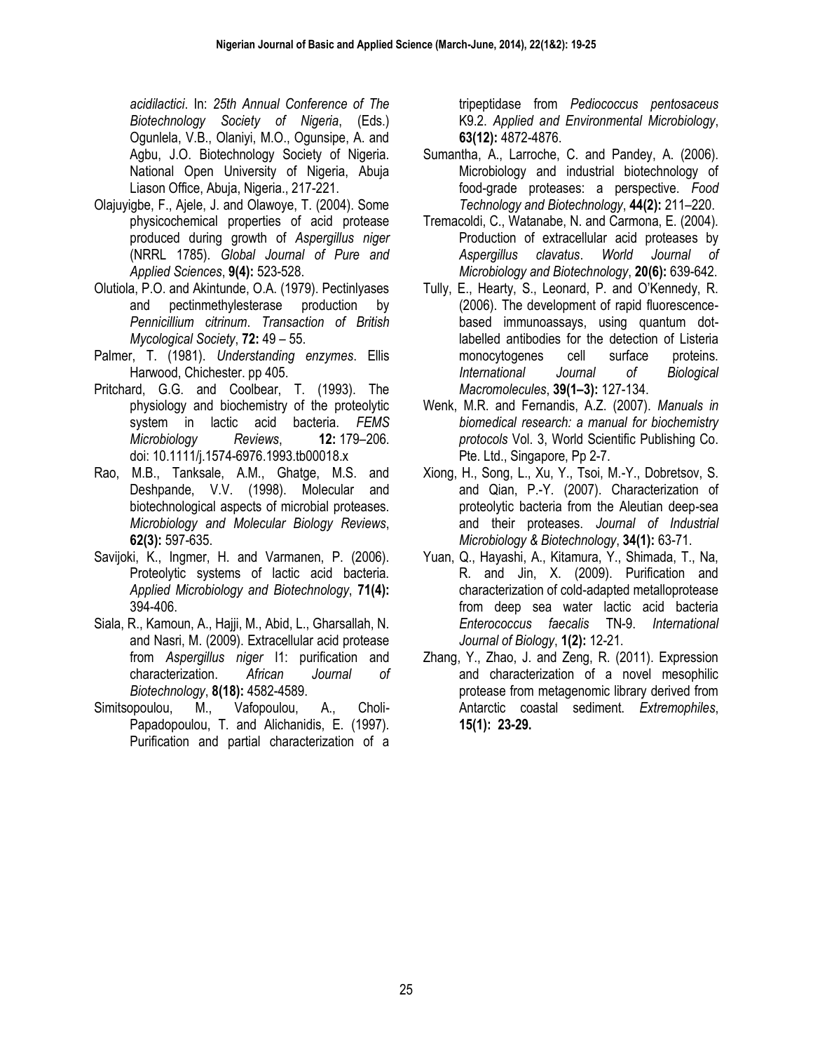*acidilactici*. In: *25th Annual Conference of The Biotechnology Society of Nigeria*, (Eds.) Ogunlela, V.B., Olaniyi, M.O., Ogunsipe, A. and Agbu, J.O. Biotechnology Society of Nigeria. National Open University of Nigeria, Abuja Liason Office, Abuja, Nigeria., 217-221.

Olajuyigbe, F., Ajele, J. and Olawoye, T. (2004). Some physicochemical properties of acid protease produced during growth of *Aspergillus niger* (NRRL 1785). *Global Journal of Pure and Applied Sciences*, **9(4):** 523-528.

Olutiola, P.O. and Akintunde, O.A. (1979). Pectinlyases and pectinmethylesterase production by *Pennicillium citrinum*. *Transaction of British Mycological Society*, **72:** 49 – 55.

Palmer, T. (1981). *Understanding enzymes*. Ellis Harwood, Chichester. pp 405.

Pritchard, G.G. and Coolbear, T. (1993). The physiology and biochemistry of the proteolytic system in lactic acid bacteria. *FEMS Microbiology Reviews*, **12:** 179–206. doi: 10.1111/j.1574-6976.1993.tb00018.x

Rao, M.B., Tanksale, A.M., Ghatge, M.S. and Deshpande, V.V. (1998). Molecular and biotechnological aspects of microbial proteases. *Microbiology and Molecular Biology Reviews*, **62(3):** 597-635.

Savijoki, K., Ingmer, H. and Varmanen, P. (2006). Proteolytic systems of lactic acid bacteria. *Applied Microbiology and Biotechnology*, **71(4):** 394-406.

Siala, R., Kamoun, A., Hajji, M., Abid, L., Gharsallah, N. and Nasri, M. (2009). Extracellular acid protease from *Aspergillus niger* I1: purification and characterization. *African Journal of Biotechnology*, **8(18):** 4582-4589.

Simitsopoulou, M., Vafopoulou, A., Choli-Papadopoulou, T. and Alichanidis, E. (1997). Purification and partial characterization of a tripeptidase from *Pediococcus pentosaceus* K9.2. *Applied and Environmental Microbiology*, **63(12):** 4872-4876.

Sumantha, A., Larroche, C. and Pandey, A. (2006). Microbiology and industrial biotechnology of food-grade proteases: a perspective. *Food Technology and Biotechnology*, **44(2):** 211–220.

Tremacoldi, C., Watanabe, N. and Carmona, E. (2004). Production of extracellular acid proteases by *Aspergillus clavatus*. *World Journal of Microbiology and Biotechnology*, **20(6):** 639-642.

Tully, E., Hearty, S., Leonard, P. and O'Kennedy, R. (2006). The development of rapid fluorescence-based immunoassays, using quantum dot-labelled antibodies for the detection of Listeria monocytogenes cell surface proteins. *International Journal of Biological Macromolecules*, **39(1–3):** 127-134.

Wenk, M.R. and Fernandis, A.Z. (2007). *Manuals in biomedical research: a manual for biochemistry protocols* Vol. 3, World Scientific Publishing Co. Pte. Ltd., Singapore, Pp 2-7.

Xiong, H., Song, L., Xu, Y., Tsoi, M.-Y., Dobretsov, S. and Qian, P.-Y. (2007). Characterization of proteolytic bacteria from the Aleutian deep-sea and their proteases. *Journal of Industrial Microbiology & Biotechnology*, **34(1):** 63-71.

Yuan, Q., Hayashi, A., Kitamura, Y., Shimada, T., Na, R. and Jin, X. (2009). Purification and characterization of cold-adapted metalloprotease from deep sea water lactic acid bacteria *Enterococcus faecalis* TN-9. *International Journal of Biology*, **1(2):** 12-21.

Zhang, Y., Zhao, J. and Zeng, R. (2011). Expression and characterization of a novel mesophilic protease from metagenomic library derived from Antarctic coastal sediment. *Extremophiles*, **15(1): 23-29.**